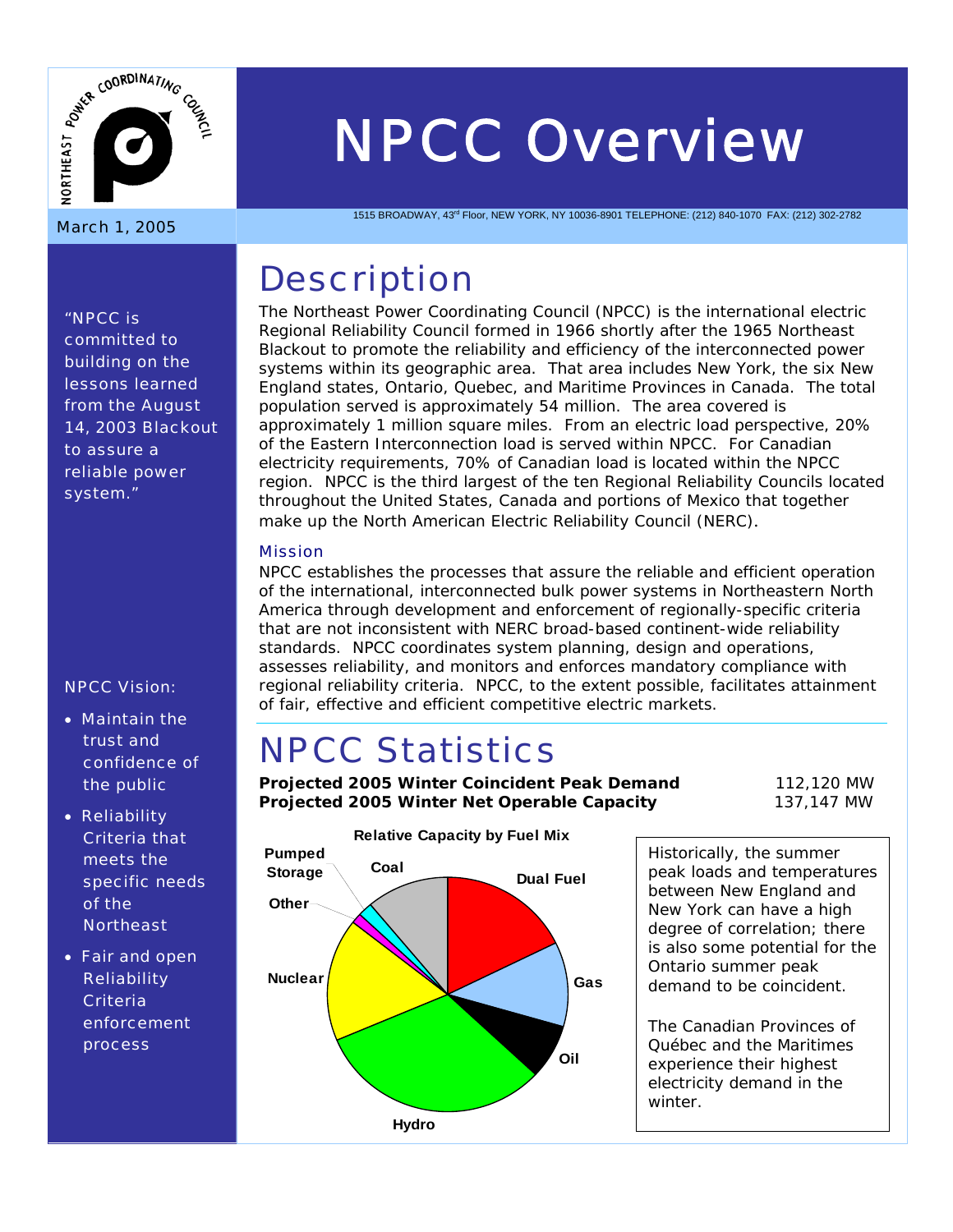# NPCC Overview

1515 BROADWAY, 43rd Floor, NEW YORK, NY 10036-8901 TELEPHONE: (212) 840-1070 FAX: (212) 302-2782

March 1, 2005

"NPCC is committed to building on the lessons learned from the August 14, 2003 Blackout to assure a reliable power system."

NPCC Vision:

- Maintain the trust and confidence of the public
- Reliability Criteria that meets the specific needs of the Northeast
- Fair and open Reliability Criteria enforcement process

## Description

The Northeast Power Coordinating Council (NPCC) is the international electric Regional Reliability Council formed in 1966 shortly after the 1965 Northeast Blackout to promote the reliability and efficiency of the interconnected power systems within its geographic area. That area includes New York, the six New England states, Ontario, Quebec, and Maritime Provinces in Canada. The total population served is approximately 54 million. The area covered is approximately 1 million square miles. From an electric load perspective, 20% of the Eastern Interconnection load is served within NPCC. For Canadian electricity requirements, 70% of Canadian load is located within the NPCC region. NPCC is the third largest of the ten Regional Reliability Councils located throughout the United States, Canada and portions of Mexico that together make up the North American Electric Reliability Council (NERC).

### Mission

NPCC establishes the processes that assure the reliable and efficient operation of the international, interconnected bulk power systems in Northeastern North America through development and enforcement of regionally-specific criteria that are not inconsistent with NERC broad-based continent-wide reliability standards. NPCC coordinates system planning, design and operations, assesses reliability, and monitors and enforces mandatory compliance with regional reliability criteria. NPCC, to the extent possible, facilitates attainment of fair, effective and efficient competitive electric markets.

## NPCC Statistics

| | |
|---|---|
| **Projected 2005 Winter Coincident Peak Demand** | 112,120 MW |
| **Projected 2005 Winter Net Operable Capacity** | 137,147 MW |

**Relative Capacity by Fuel Mix**

Dual Fuel, Gas, Oil, Hydro, Nuclear, Other, Pumped Storage, Coal

Historically, the summer peak loads and temperatures between New England and New York can have a high degree of correlation; there is also some potential for the Ontario summer peak demand to be coincident.

The Canadian Provinces of Québec and the Maritimes experience their highest electricity demand in the winter.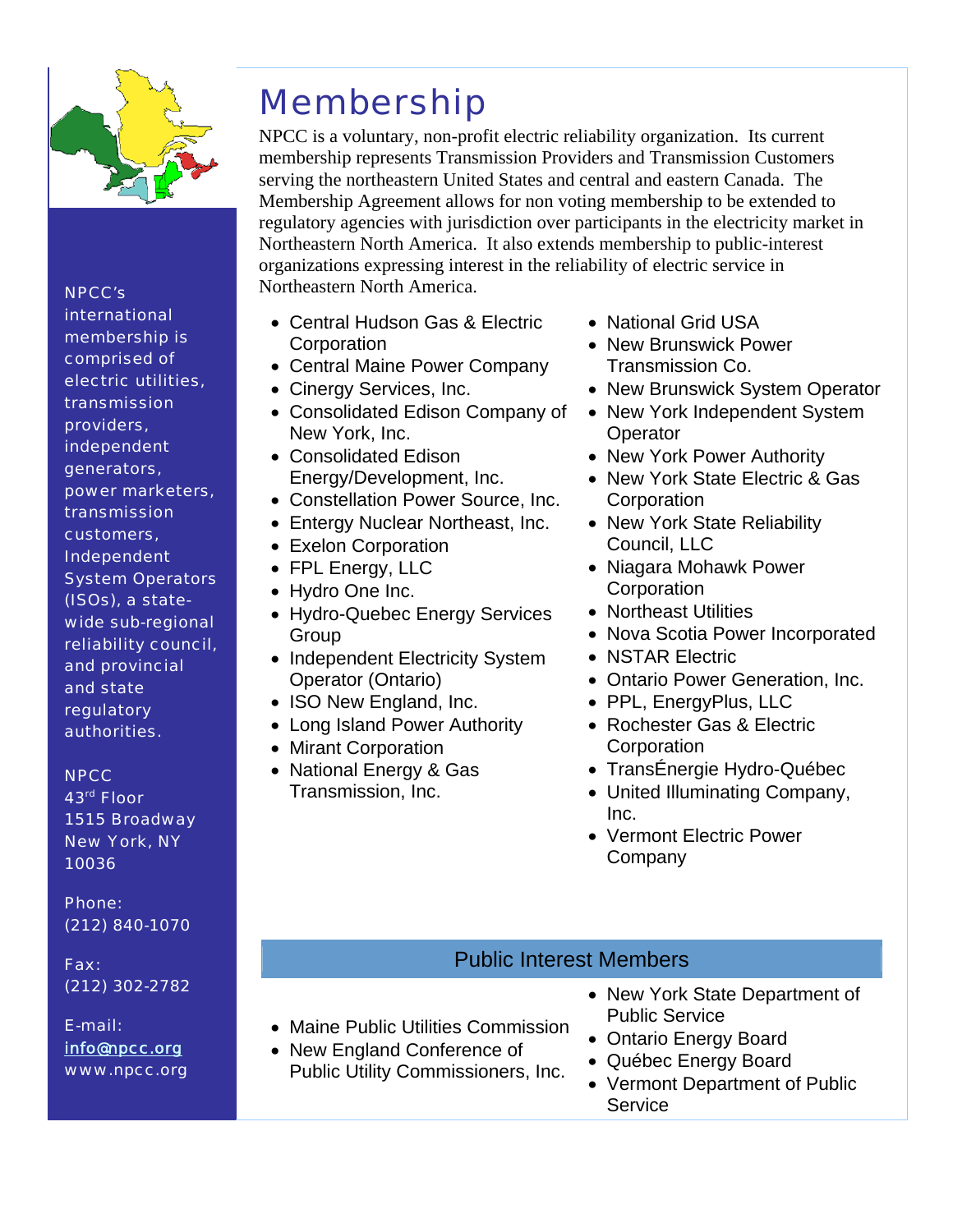# Membership

NPCC is a voluntary, non-profit electric reliability organization. Its current membership represents Transmission Providers and Transmission Customers serving the northeastern United States and central and eastern Canada. The Membership Agreement allows for non voting membership to be extended to regulatory agencies with jurisdiction over participants in the electricity market in Northeastern North America. It also extends membership to public-interest organizations expressing interest in the reliability of electric service in Northeastern North America.

- Central Hudson Gas & Electric Corporation
- Central Maine Power Company
- Cinergy Services, Inc.
- Consolidated Edison Company of New York, Inc.
- Consolidated Edison Energy/Development, Inc.
- Constellation Power Source, Inc.
- Entergy Nuclear Northeast, Inc.
- Exelon Corporation
- FPL Energy, LLC
- Hydro One Inc.
- Hydro-Quebec Energy Services Group
- Independent Electricity System Operator (Ontario)
- ISO New England, Inc.
- Long Island Power Authority
- Mirant Corporation
- National Energy & Gas Transmission, Inc.
- National Grid USA
- New Brunswick Power Transmission Co.
- New Brunswick System Operator
- New York Independent System Operator
- New York Power Authority
- New York State Electric & Gas Corporation
- New York State Reliability Council, LLC
- Niagara Mohawk Power Corporation
- Northeast Utilities
- Nova Scotia Power Incorporated
- NSTAR Electric
- Ontario Power Generation, Inc.
- PPL, EnergyPlus, LLC
- Rochester Gas & Electric Corporation
- TransÉnergie Hydro-Québec
- United Illuminating Company, Inc.
- Vermont Electric Power Company

## Public Interest Members

- Maine Public Utilities Commission
- New England Conference of Public Utility Commissioners, Inc.
- New York State Department of Public Service
- Ontario Energy Board
- Québec Energy Board
- Vermont Department of Public Service

NPCC's international membership is comprised of electric utilities, transmission providers, independent generators, power marketers, transmission customers, Independent System Operators (ISOs), a state-wide sub-regional reliability council, and provincial and state regulatory authorities.

NPCC
43rd Floor
1515 Broadway
New York, NY
10036

Phone:
(212) 840-1070

Fax:
(212) 302-2782

E-mail:
info@npcc.org
www.npcc.org